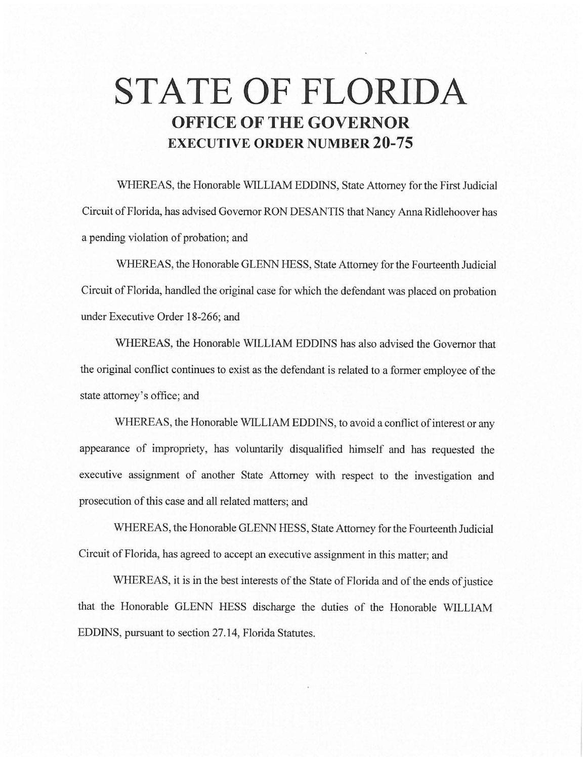# STATE OF FLORIDA

## OFFICE OF THE GOVERNOR

## EXECUTIVE ORDER NUMBER 20-75

WHEREAS, the Honorable WILLIAM EDDINS, State Attorney for the First Judicial Circuit of Florida, has advised Governor RON DESANTIS that Nancy Anna Ridlehoover has a pending violation of probation; and

WHEREAS, the Honorable GLENN HESS, State Attorney for the Fourteenth Judicial Circuit of Florida, handled the original case for which the defendant was placed on probation under Executive Order 18-266; and

WHEREAS, the Honorable WILLIAM EDDINS has also advised the Governor that the original conflict continues to exist as the defendant is related to a former employee of the state attorney's office; and

WHEREAS, the Honorable WILLIAM EDDINS, to avoid a conflict of interest or any appearance of impropriety, has voluntarily disqualified himself and has requested the executive assignment of another State Attorney with respect to the investigation and prosecution of this case and all related matters; and

WHEREAS, the Honorable GLENN HESS, State Attorney for the Fourteenth Judicial Circuit of Florida, has agreed to accept an executive assignment in this matter; and

WHEREAS, it is in the best interests of the State of Florida and of the ends of justice that the Honorable GLENN HESS discharge the duties of the Honorable WILLIAM EDDINS, pursuant to section 27.14, Florida Statutes.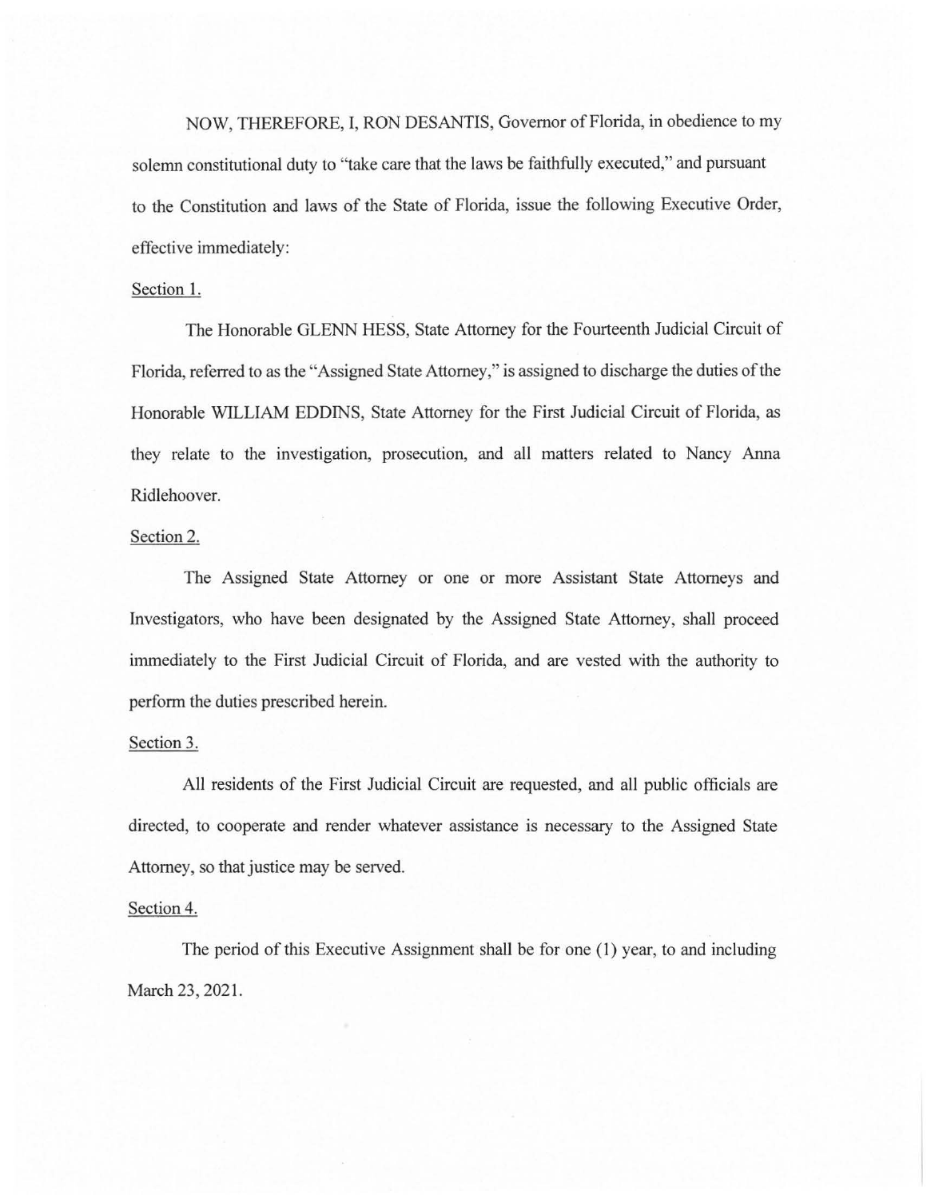NOW, THEREFORE, I, RON DESANTIS, Governor of Florida, in obedience to my solemn constitutional duty to "take care that the laws be faithfully executed," and pursuant to the Constitution and laws of the State of Florida, issue the following Executive Order, effective immediately:

Section 1.

The Honorable GLENN HESS, State Attorney for the Fourteenth Judicial Circuit of Florida, referred to as the "Assigned State Attorney," is assigned to discharge the duties of the Honorable WILLIAM EDDINS, State Attorney for the First Judicial Circuit of Florida, as they relate to the investigation, prosecution, and all matters related to Nancy Anna Ridlehoover.

Section 2.

The Assigned State Attorney or one or more Assistant State Attorneys and Investigators, who have been designated by the Assigned State Attorney, shall proceed immediately to the First Judicial Circuit of Florida, and are vested with the authority to perform the duties prescribed herein.

Section 3.

All residents of the First Judicial Circuit are requested, and all public officials are directed, to cooperate and render whatever assistance is necessary to the Assigned State Attorney, so that justice may be served.

Section 4.

The period of this Executive Assignment shall be for one (1) year, to and including March 23, 2021.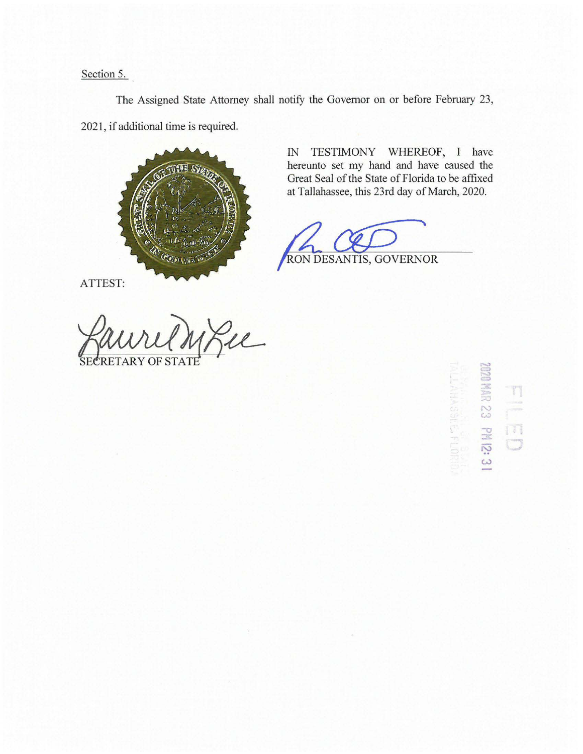Section 5.

The Assigned State Attorney shall notify the Governor on or before February 23, 2021, if additional time is required.

IN TESTIMONY WHEREOF, I have hereunto set my hand and have caused the Great Seal of the State of Florida to be affixed at Tallahassee, this 23rd day of March, 2020.

RON DESANTIS, GOVERNOR

ATTEST:

SECRETARY OF STATE

FILED

2020 MAR 23 PM 12: 31

DEPARTMENT OF STATE
TALLAHASSEE, FLORIDA